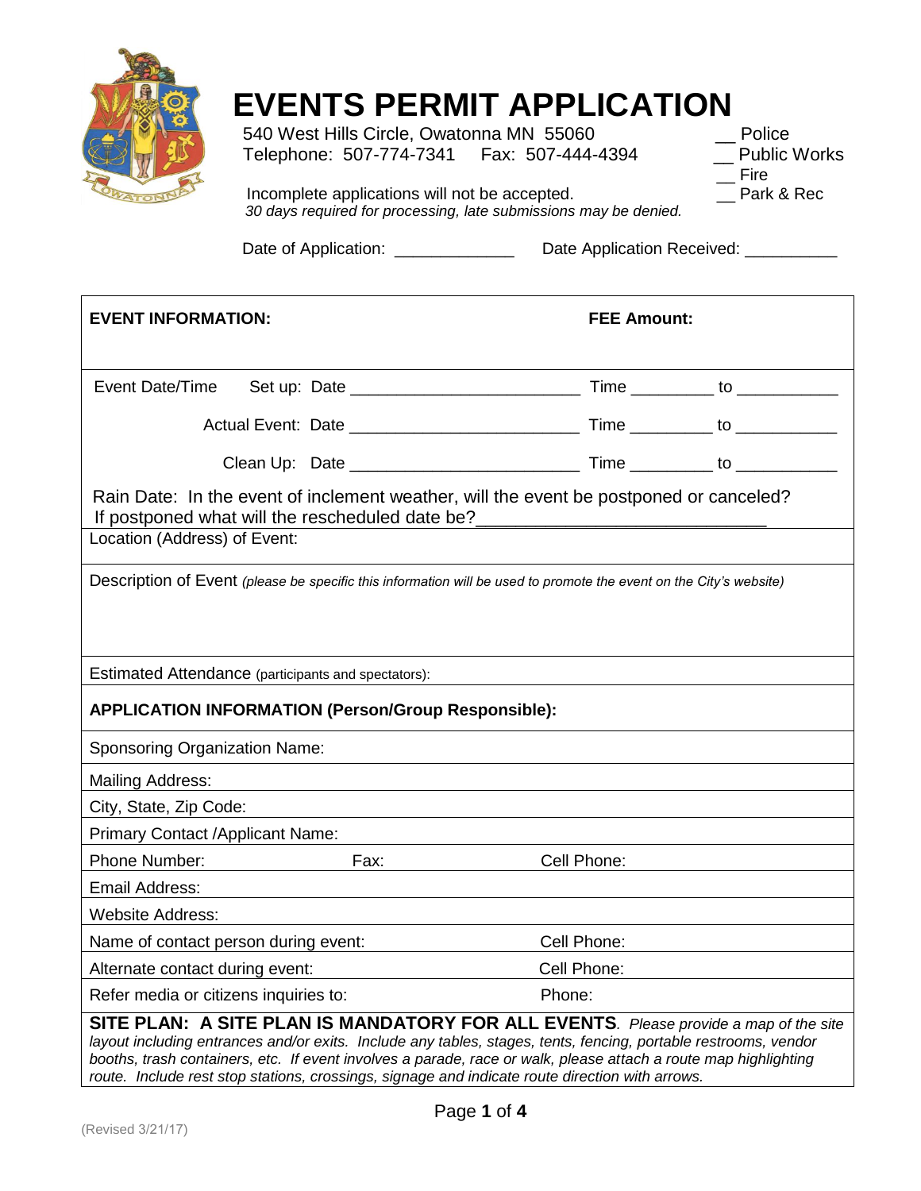# EVENTS PERMIT APPLICATION

540 West Hills Circle, Owatonna MN 55060
Telephone: 507-774-7341 Fax: 507-444-4394

__ Police
__ Public Works
__ Fire
__ Park & Rec

Incomplete applications will not be accepted.
*30 days required for processing, late submissions may be denied.*

Date of Application: _____________ Date Application Received: __________

**EVENT INFORMATION:** **FEE Amount:**

Event Date/Time

Set up: Date ________________________ Time _________ to ___________

Actual Event: Date ________________________ Time _________ to ___________

Clean Up: Date ________________________ Time _________ to ___________

Rain Date: In the event of inclement weather, will the event be postponed or canceled?
If postponed what will the rescheduled date be?_____________________________

Location (Address) of Event:

Description of Event *(please be specific this information will be used to promote the event on the City's website)*

Estimated Attendance (participants and spectators):

**APPLICATION INFORMATION (Person/Group Responsible):**

Sponsoring Organization Name:

Mailing Address:

City, State, Zip Code:

Primary Contact /Applicant Name:

Phone Number: Fax: Cell Phone:

Email Address:

Website Address:

Name of contact person during event: Cell Phone:

Alternate contact during event: Cell Phone:

Refer media or citizens inquiries to: Phone:

**SITE PLAN: A SITE PLAN IS MANDATORY FOR ALL EVENTS**. *Please provide a map of the site layout including entrances and/or exits. Include any tables, stages, tents, fencing, portable restrooms, vendor booths, trash containers, etc. If event involves a parade, race or walk, please attach a route map highlighting route. Include rest stop stations, crossings, signage and indicate route direction with arrows.*

(Revised 3/21/17)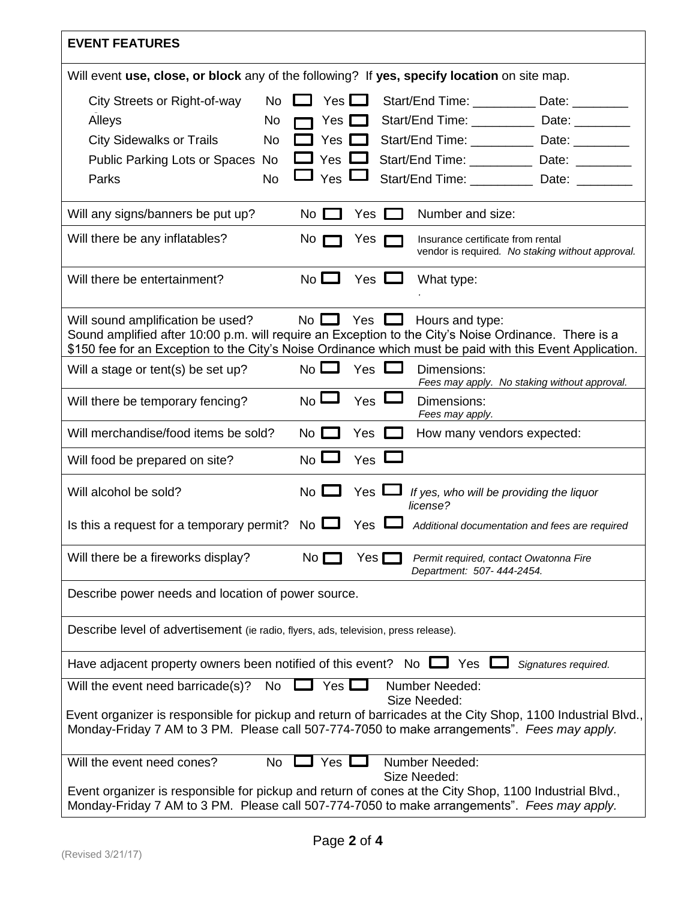## EVENT FEATURES

Will event **use, close, or block** any of the following? If **yes, specify location** on site map.

| | | | | |
|---|---|---|---|---|
| City Streets or Right-of-way | No ☐ | Yes ☐ | Start/End Time: _________ | Date: ________ |
| Alleys | No ☐ | Yes ☐ | Start/End Time: _________ | Date: ________ |
| City Sidewalks or Trails | No ☐ | Yes ☐ | Start/End Time: _________ | Date: ________ |
| Public Parking Lots or Spaces | No ☐ | Yes ☐ | Start/End Time: _________ | Date: ________ |
| Parks | No ☐ | Yes ☐ | Start/End Time: _________ | Date: ________ |

Will any signs/banners be put up? No ☐ Yes ☐ Number and size:

Will there be any inflatables? No ☐ Yes ☐ Insurance certificate from rental vendor is required. *No staking without approval.*

Will there be entertainment? No ☐ Yes ☐ What type:

Will sound amplification be used? No ☐ Yes ☐ Hours and type:
Sound amplified after 10:00 p.m. will require an Exception to the City's Noise Ordinance. There is a $150 fee for an Exception to the City's Noise Ordinance which must be paid with this Event Application.

Will a stage or tent(s) be set up? No ☐ Yes ☐ Dimensions:
*Fees may apply. No staking without approval.*

Will there be temporary fencing? No ☐ Yes ☐ Dimensions:
*Fees may apply.*

Will merchandise/food items be sold? No ☐ Yes ☐ How many vendors expected:

Will food be prepared on site? No ☐ Yes ☐

Will alcohol be sold? No ☐ Yes ☐ *If yes, who will be providing the liquor license?*

Is this a request for a temporary permit? No ☐ Yes ☐ *Additional documentation and fees are required*

Will there be a fireworks display? No ☐ Yes ☐ *Permit required, contact Owatonna Fire Department: 507- 444-2454.*

Describe power needs and location of power source.

Describe level of advertisement (ie radio, flyers, ads, television, press release).

Have adjacent property owners been notified of this event? No ☐ Yes ☐ *Signatures required.*

Will the event need barricade(s)? No ☐ Yes ☐ Number Needed:
Size Needed:
Event organizer is responsible for pickup and return of barricades at the City Shop, 1100 Industrial Blvd., Monday-Friday 7 AM to 3 PM. Please call 507-774-7050 to make arrangements". *Fees may apply.*

Will the event need cones? No ☐ Yes ☐ Number Needed:
Size Needed:
Event organizer is responsible for pickup and return of cones at the City Shop, 1100 Industrial Blvd., Monday-Friday 7 AM to 3 PM. Please call 507-774-7050 to make arrangements". *Fees may apply.*

(Revised 3/21/17)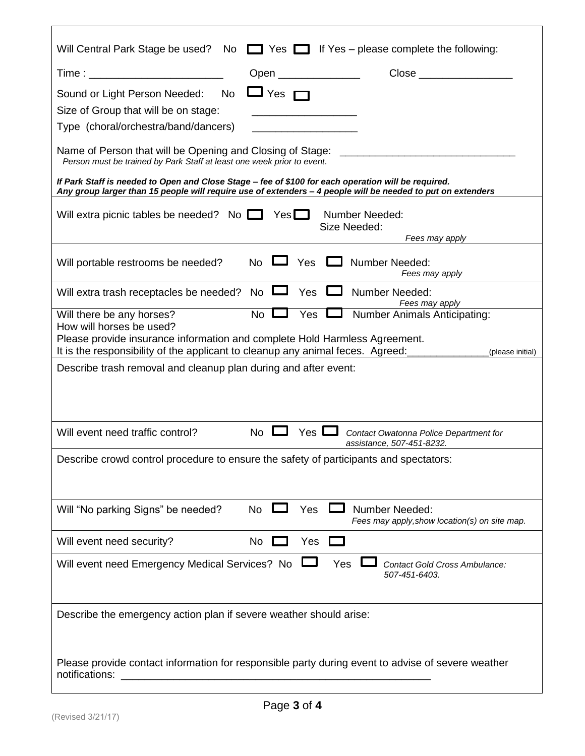Will Central Park Stage be used? No ☐ Yes ☐ If Yes – please complete the following:

Time : ______________________ Open _____________ Close _______________

Sound or Light Person Needed: No ☐ Yes ☐

Size of Group that will be on stage: _________________

Type (choral/orchestra/band/dancers) _________________

Name of Person that will be Opening and Closing of Stage: ____________________________

*Person must be trained by Park Staff at least one week prior to event.*

***If Park Staff is needed to Open and Close Stage – fee of $100 for each operation will be required.***
***Any group larger than 15 people will require use of extenders – 4 people will be needed to put on extenders***

---

Will extra picnic tables be needed? No ☐ Yes ☐ Number Needed:
Size Needed:
*Fees may apply*

---

Will portable restrooms be needed? No ☐ Yes ☐ Number Needed:
*Fees may apply*

---

Will extra trash receptacles be needed? No ☐ Yes ☐ Number Needed:
*Fees may apply*

---

Will there be any horses? No ☐ Yes ☐ Number Animals Anticipating:

How will horses be used?

Please provide insurance information and complete Hold Harmless Agreement.

It is the responsibility of the applicant to cleanup any animal feces. Agreed:_____________(please initial)

---

Describe trash removal and cleanup plan during and after event:

---

Will event need traffic control? No ☐ Yes ☐ *Contact Owatonna Police Department for assistance, 507-451-8232.*

---

Describe crowd control procedure to ensure the safety of participants and spectators:

---

Will "No parking Signs" be needed? No ☐ Yes ☐ Number Needed:
*Fees may apply,show location(s) on site map.*

---

Will event need security? No ☐ Yes ☐

---

Will event need Emergency Medical Services? No ☐ Yes ☐ *Contact Gold Cross Ambulance: 507-451-6403.*

---

Describe the emergency action plan if severe weather should arise:

Please provide contact information for responsible party during event to advise of severe weather notifications: ____________________________________________________

(Revised 3/21/17)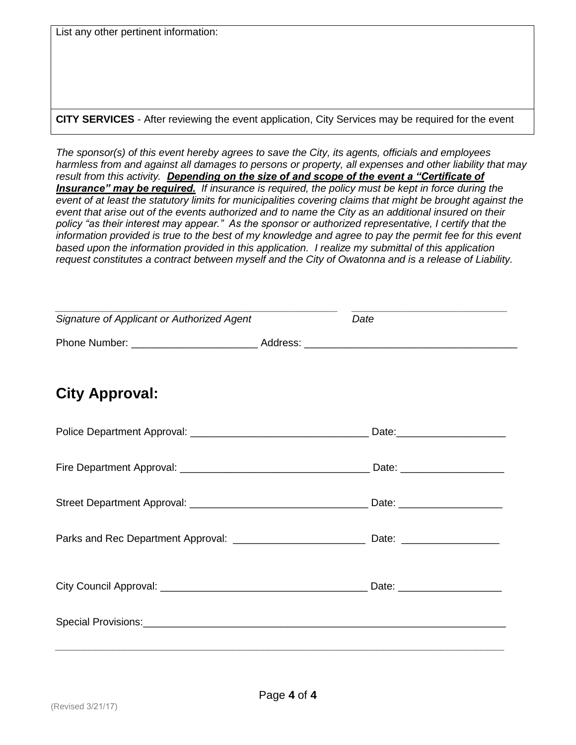| List any other pertinent information: |
| --- |
| **CITY SERVICES** - After reviewing the event application, City Services may be required for the event |

*The sponsor(s) of this event hereby agrees to save the City, its agents, officials and employees harmless from and against all damages to persons or property, all expenses and other liability that may result from this activity.* ***Depending on the size of and scope of the event a "Certificate of Insurance" may be required.*** *If insurance is required, the policy must be kept in force during the event of at least the statutory limits for municipalities covering claims that might be brought against the event that arise out of the events authorized and to name the City as an additional insured on their policy "as their interest may appear." As the sponsor or authorized representative, I certify that the information provided is true to the best of my knowledge and agree to pay the permit fee for this event based upon the information provided in this application. I realize my submittal of this application request constitutes a contract between myself and the City of Owatonna and is a release of Liability.*

_______________________________________________ ___________________________

*Signature of Applicant or Authorized Agent* *Date*

Phone Number: _____________________ Address: ____________________________________

## City Approval:

Police Department Approval: ______________________________ Date:__________________

Fire Department Approval: ________________________________ Date: _________________

Street Department Approval: ______________________________ Date: _________________

Parks and Rec Department Approval: ______________________ Date: ________________

City Council Approval: ___________________________________ Date: _________________

Special Provisions:_______________________________________________________________

_____________________________________________________________________________

(Revised 3/21/17)